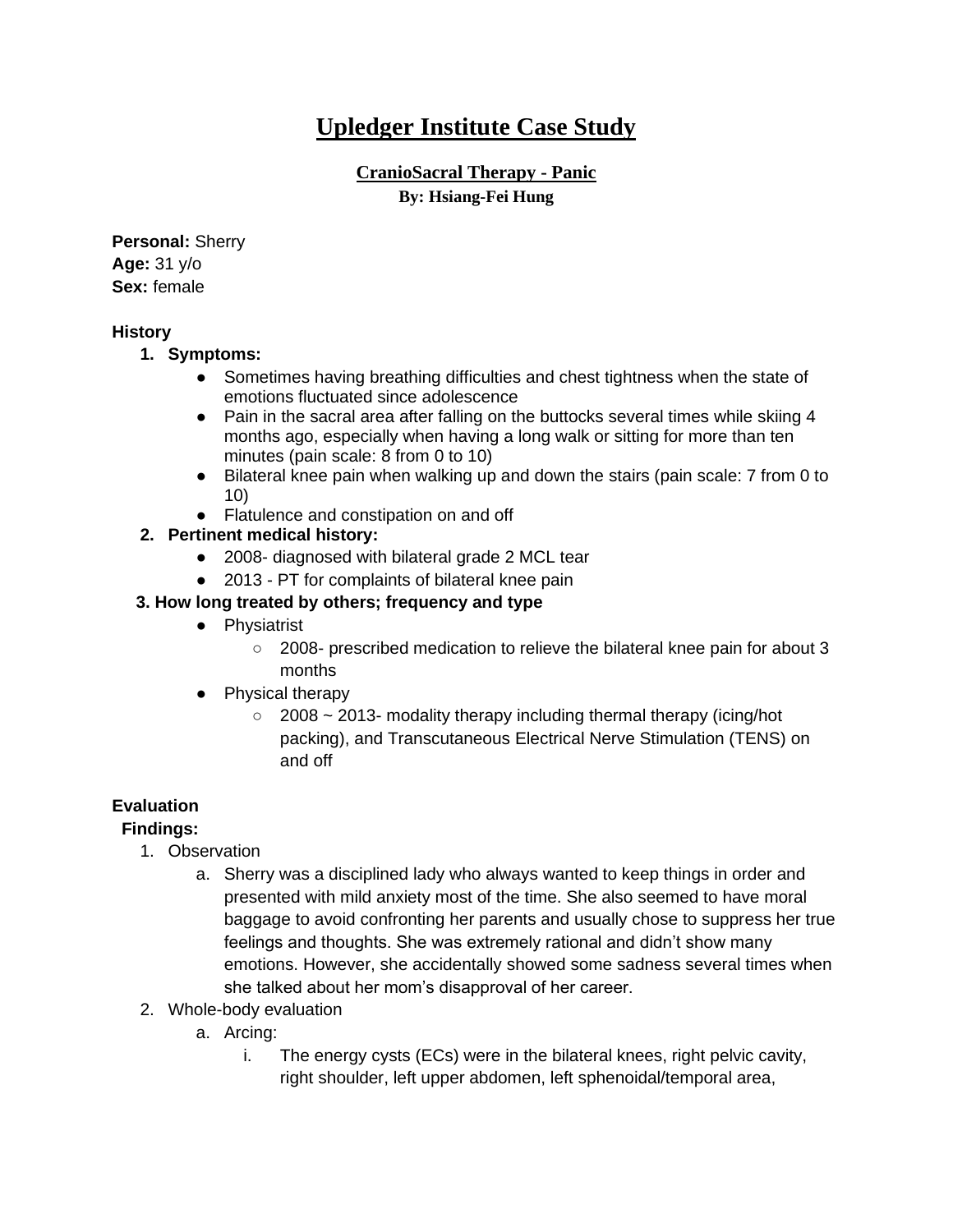# Upledger Institute Case Study

### CranioSacral Therapy - Panic

**By: Hsiang-Fei Hung**

**Personal:** Sherry
**Age:** 31 y/o
**Sex:** female

**History**

1. **Symptoms:**
   - Sometimes having breathing difficulties and chest tightness when the state of emotions fluctuated since adolescence
   - Pain in the sacral area after falling on the buttocks several times while skiing 4 months ago, especially when having a long walk or sitting for more than ten minutes (pain scale: 8 from 0 to 10)
   - Bilateral knee pain when walking up and down the stairs (pain scale: 7 from 0 to 10)
   - Flatulence and constipation on and off
2. **Pertinent medical history:**
   - 2008- diagnosed with bilateral grade 2 MCL tear
   - 2013 - PT for complaints of bilateral knee pain
3. **How long treated by others; frequency and type**
   - Physiatrist
     - 2008- prescribed medication to relieve the bilateral knee pain for about 3 months
   - Physical therapy
     - 2008 ~ 2013- modality therapy including thermal therapy (icing/hot packing), and Transcutaneous Electrical Nerve Stimulation (TENS) on and off

**Evaluation**

**Findings:**

1. Observation
   a. Sherry was a disciplined lady who always wanted to keep things in order and presented with mild anxiety most of the time. She also seemed to have moral baggage to avoid confronting her parents and usually chose to suppress her true feelings and thoughts. She was extremely rational and didn't show many emotions. However, she accidentally showed some sadness several times when she talked about her mom's disapproval of her career.
2. Whole-body evaluation
   a. Arcing:
      i. The energy cysts (ECs) were in the bilateral knees, right pelvic cavity, right shoulder, left upper abdomen, left sphenoidal/temporal area,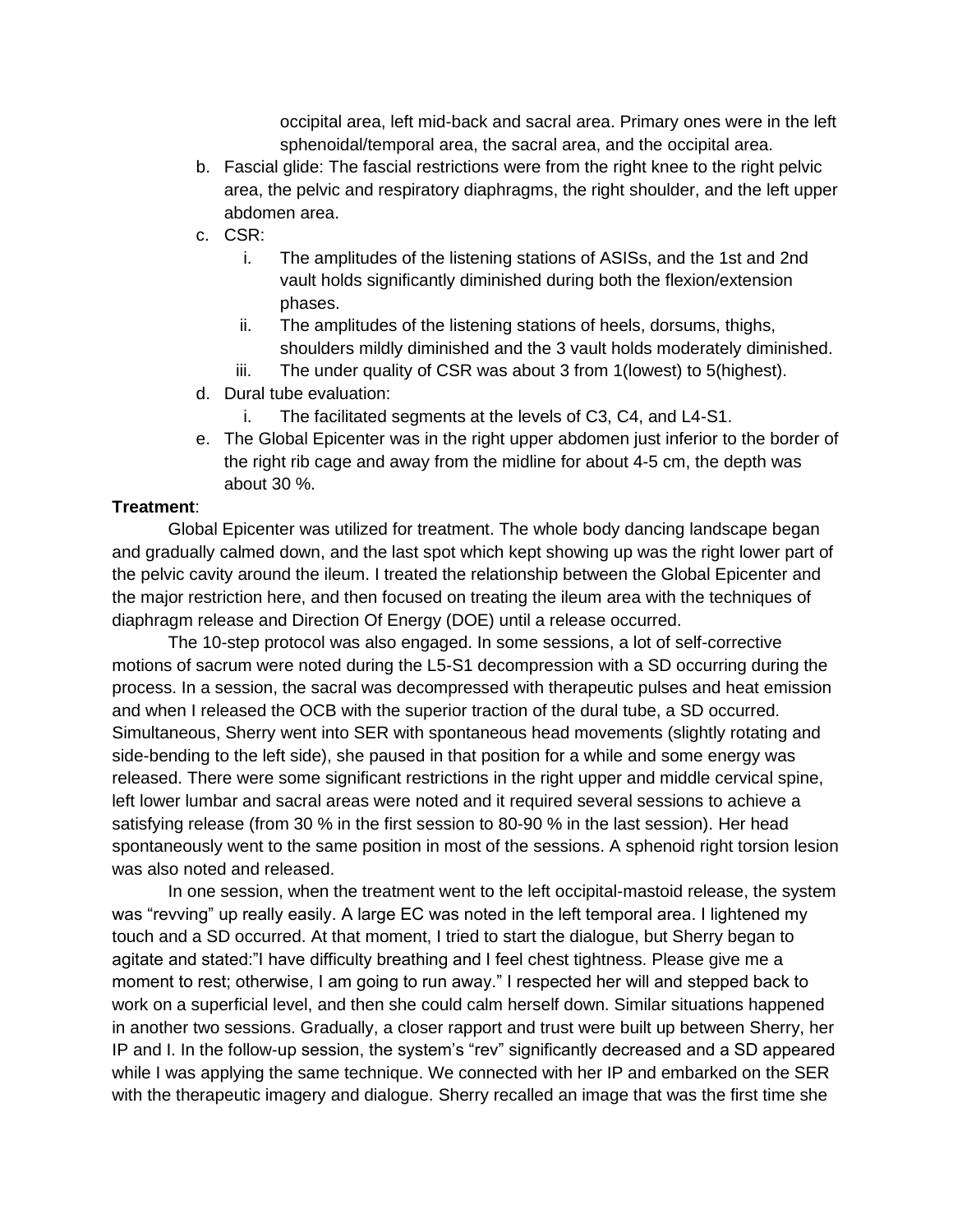occipital area, left mid-back and sacral area. Primary ones were in the left sphenoidal/temporal area, the sacral area, and the occipital area.

b. Fascial glide: The fascial restrictions were from the right knee to the right pelvic area, the pelvic and respiratory diaphragms, the right shoulder, and the left upper abdomen area.

c. CSR:
   i. The amplitudes of the listening stations of ASISs, and the 1st and 2nd vault holds significantly diminished during both the flexion/extension phases.
   ii. The amplitudes of the listening stations of heels, dorsums, thighs, shoulders mildly diminished and the 3 vault holds moderately diminished.
   iii. The under quality of CSR was about 3 from 1(lowest) to 5(highest).

d. Dural tube evaluation:
   i. The facilitated segments at the levels of C3, C4, and L4-S1.

e. The Global Epicenter was in the right upper abdomen just inferior to the border of the right rib cage and away from the midline for about 4-5 cm, the depth was about 30 %.

**Treatment**:

Global Epicenter was utilized for treatment. The whole body dancing landscape began and gradually calmed down, and the last spot which kept showing up was the right lower part of the pelvic cavity around the ileum. I treated the relationship between the Global Epicenter and the major restriction here, and then focused on treating the ileum area with the techniques of diaphragm release and Direction Of Energy (DOE) until a release occurred.

The 10-step protocol was also engaged. In some sessions, a lot of self-corrective motions of sacrum were noted during the L5-S1 decompression with a SD occurring during the process. In a session, the sacral was decompressed with therapeutic pulses and heat emission and when I released the OCB with the superior traction of the dural tube, a SD occurred. Simultaneous, Sherry went into SER with spontaneous head movements (slightly rotating and side-bending to the left side), she paused in that position for a while and some energy was released. There were some significant restrictions in the right upper and middle cervical spine, left lower lumbar and sacral areas were noted and it required several sessions to achieve a satisfying release (from 30 % in the first session to 80-90 % in the last session). Her head spontaneously went to the same position in most of the sessions. A sphenoid right torsion lesion was also noted and released.

In one session, when the treatment went to the left occipital-mastoid release, the system was "revving" up really easily. A large EC was noted in the left temporal area. I lightened my touch and a SD occurred. At that moment, I tried to start the dialogue, but Sherry began to agitate and stated:"I have difficulty breathing and I feel chest tightness. Please give me a moment to rest; otherwise, I am going to run away." I respected her will and stepped back to work on a superficial level, and then she could calm herself down. Similar situations happened in another two sessions. Gradually, a closer rapport and trust were built up between Sherry, her IP and I. In the follow-up session, the system's "rev" significantly decreased and a SD appeared while I was applying the same technique. We connected with her IP and embarked on the SER with the therapeutic imagery and dialogue. Sherry recalled an image that was the first time she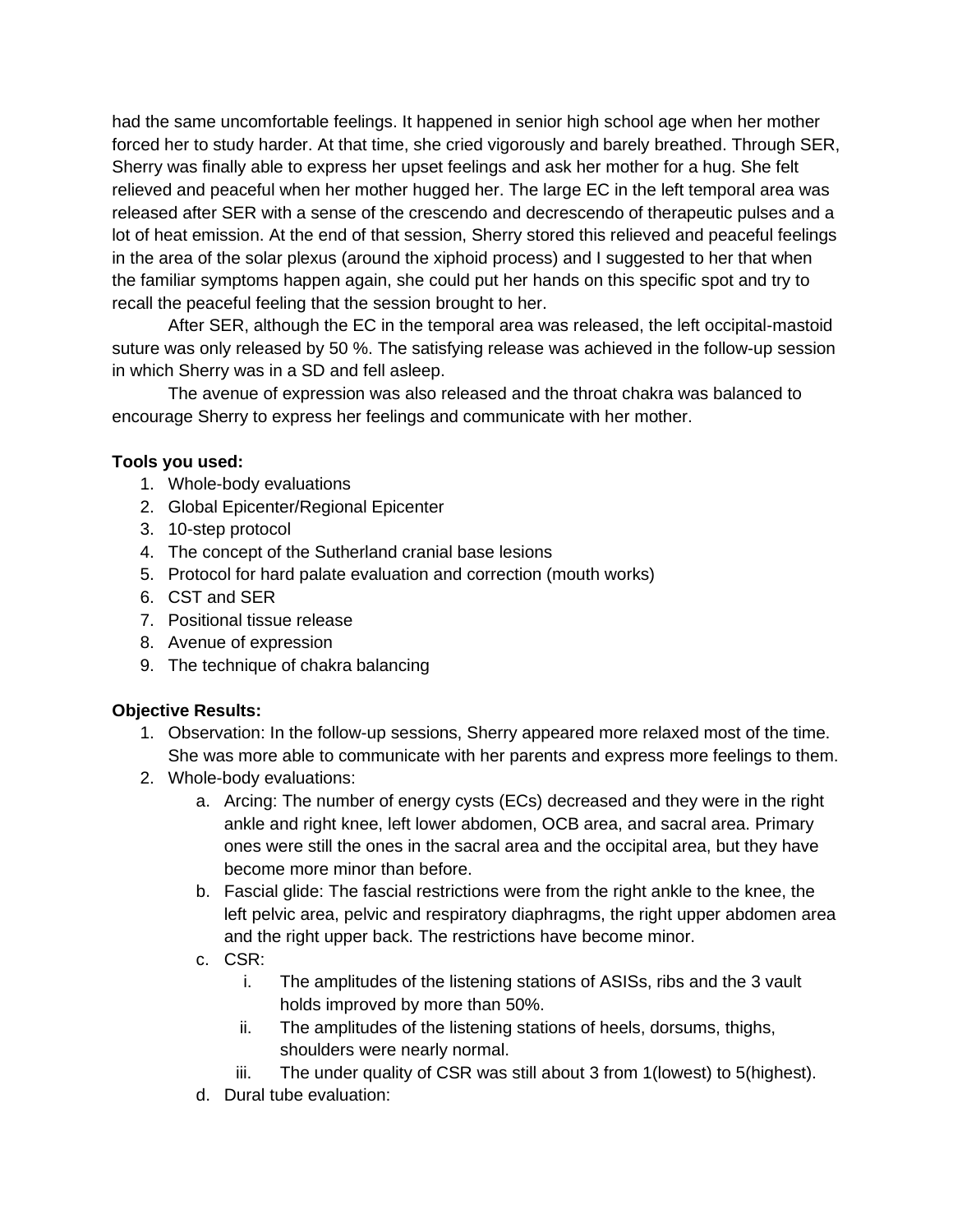had the same uncomfortable feelings. It happened in senior high school age when her mother forced her to study harder. At that time, she cried vigorously and barely breathed. Through SER, Sherry was finally able to express her upset feelings and ask her mother for a hug. She felt relieved and peaceful when her mother hugged her. The large EC in the left temporal area was released after SER with a sense of the crescendo and decrescendo of therapeutic pulses and a lot of heat emission. At the end of that session, Sherry stored this relieved and peaceful feelings in the area of the solar plexus (around the xiphoid process) and I suggested to her that when the familiar symptoms happen again, she could put her hands on this specific spot and try to recall the peaceful feeling that the session brought to her.

After SER, although the EC in the temporal area was released, the left occipital-mastoid suture was only released by 50 %. The satisfying release was achieved in the follow-up session in which Sherry was in a SD and fell asleep.

The avenue of expression was also released and the throat chakra was balanced to encourage Sherry to express her feelings and communicate with her mother.

**Tools you used:**

1. Whole-body evaluations
2. Global Epicenter/Regional Epicenter
3. 10-step protocol
4. The concept of the Sutherland cranial base lesions
5. Protocol for hard palate evaluation and correction (mouth works)
6. CST and SER
7. Positional tissue release
8. Avenue of expression
9. The technique of chakra balancing

**Objective Results:**

1. Observation: In the follow-up sessions, Sherry appeared more relaxed most of the time. She was more able to communicate with her parents and express more feelings to them.
2. Whole-body evaluations:
   a. Arcing: The number of energy cysts (ECs) decreased and they were in the right ankle and right knee, left lower abdomen, OCB area, and sacral area. Primary ones were still the ones in the sacral area and the occipital area, but they have become more minor than before.
   b. Fascial glide: The fascial restrictions were from the right ankle to the knee, the left pelvic area, pelvic and respiratory diaphragms, the right upper abdomen area and the right upper back. The restrictions have become minor.
   c. CSR:
      i. The amplitudes of the listening stations of ASISs, ribs and the 3 vault holds improved by more than 50%.
      ii. The amplitudes of the listening stations of heels, dorsums, thighs, shoulders were nearly normal.
      iii. The under quality of CSR was still about 3 from 1(lowest) to 5(highest).
   d. Dural tube evaluation: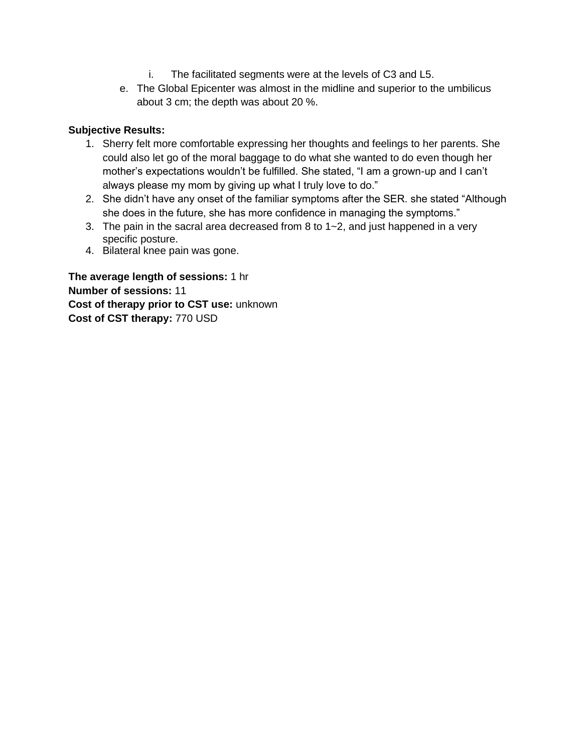i. The facilitated segments were at the levels of C3 and L5.

e. The Global Epicenter was almost in the midline and superior to the umbilicus about 3 cm; the depth was about 20 %.

**Subjective Results:**

1. Sherry felt more comfortable expressing her thoughts and feelings to her parents. She could also let go of the moral baggage to do what she wanted to do even though her mother's expectations wouldn't be fulfilled. She stated, "I am a grown-up and I can't always please my mom by giving up what I truly love to do."
2. She didn't have any onset of the familiar symptoms after the SER. she stated "Although she does in the future, she has more confidence in managing the symptoms."
3. The pain in the sacral area decreased from 8 to 1~2, and just happened in a very specific posture.
4. Bilateral knee pain was gone.

**The average length of sessions:** 1 hr
**Number of sessions:** 11
**Cost of therapy prior to CST use:** unknown
**Cost of CST therapy:** 770 USD